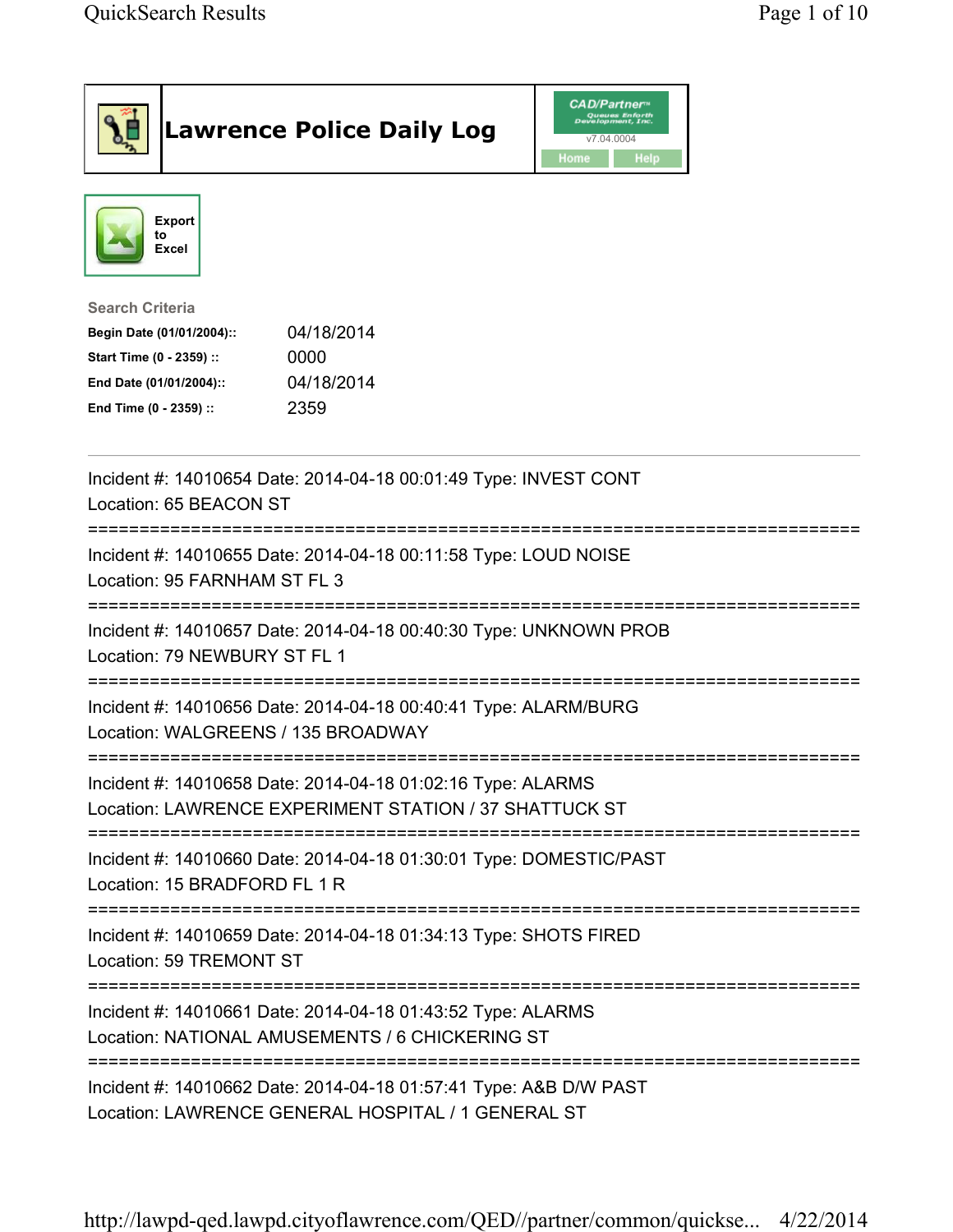# Lawrence Police Daily Log

CAD/Partner
v7.04.0004
Home Help

Export to Excel

**Search Criteria**

| | |
|---|---|
| **Begin Date (01/01/2004)::** | 04/18/2014 |
| **Start Time (0 - 2359) ::** | 0000 |
| **End Date (01/01/2004)::** | 04/18/2014 |
| **End Time (0 - 2359) ::** | 2359 |

---

Incident #: 14010654 Date: 2014-04-18 00:01:49 Type: INVEST CONT
Location: 65 BEACON ST

===========================================================================

Incident #: 14010655 Date: 2014-04-18 00:11:58 Type: LOUD NOISE
Location: 95 FARNHAM ST FL 3

===========================================================================

Incident #: 14010657 Date: 2014-04-18 00:40:30 Type: UNKNOWN PROB
Location: 79 NEWBURY ST FL 1

===========================================================================

Incident #: 14010656 Date: 2014-04-18 00:40:41 Type: ALARM/BURG
Location: WALGREENS / 135 BROADWAY

===========================================================================

Incident #: 14010658 Date: 2014-04-18 01:02:16 Type: ALARMS
Location: LAWRENCE EXPERIMENT STATION / 37 SHATTUCK ST

===========================================================================

Incident #: 14010660 Date: 2014-04-18 01:30:01 Type: DOMESTIC/PAST
Location: 15 BRADFORD FL 1 R

===========================================================================

Incident #: 14010659 Date: 2014-04-18 01:34:13 Type: SHOTS FIRED
Location: 59 TREMONT ST

===========================================================================

Incident #: 14010661 Date: 2014-04-18 01:43:52 Type: ALARMS
Location: NATIONAL AMUSEMENTS / 6 CHICKERING ST

===========================================================================

Incident #: 14010662 Date: 2014-04-18 01:57:41 Type: A&B D/W PAST
Location: LAWRENCE GENERAL HOSPITAL / 1 GENERAL ST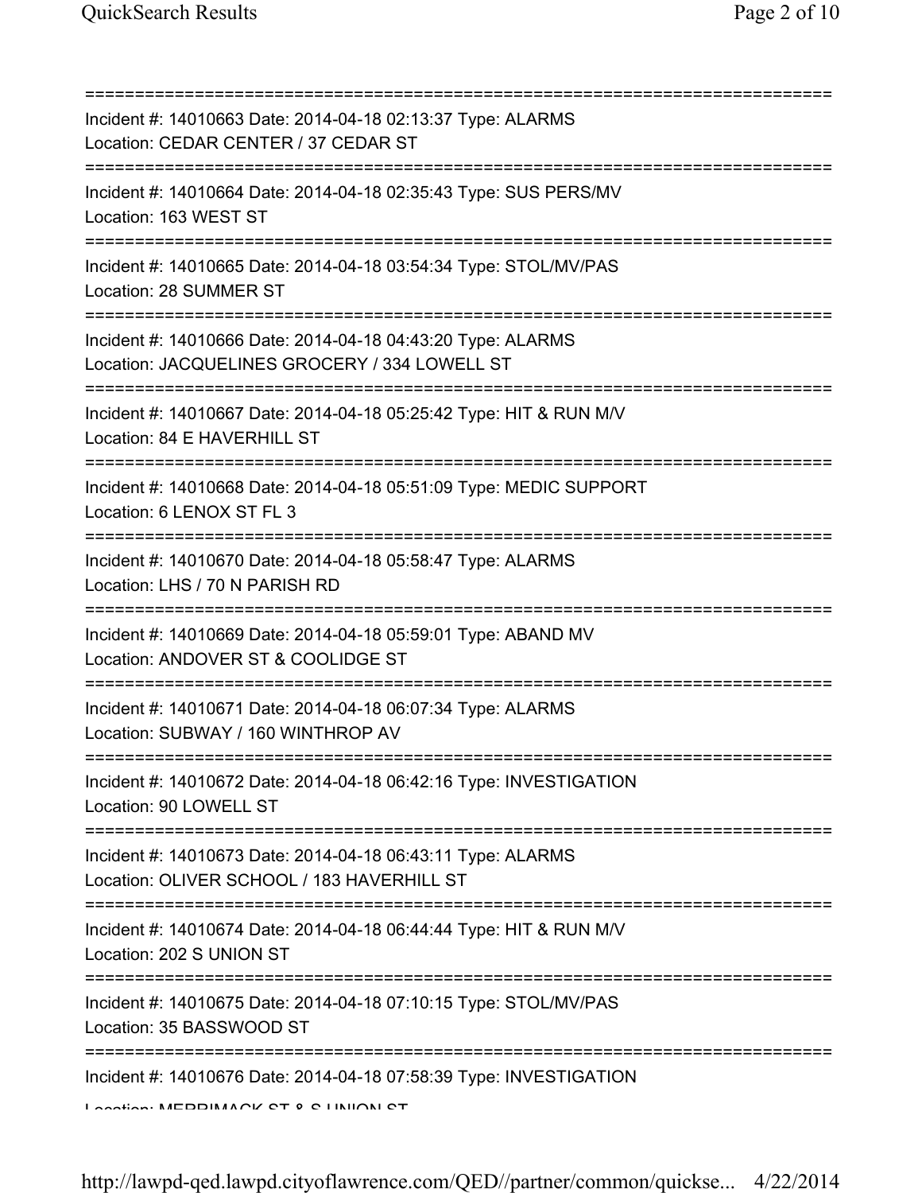Incident #: 14010663 Date: 2014-04-18 02:13:37 Type: ALARMS
Location: CEDAR CENTER / 37 CEDAR ST

---

Incident #: 14010664 Date: 2014-04-18 02:35:43 Type: SUS PERS/MV
Location: 163 WEST ST

---

Incident #: 14010665 Date: 2014-04-18 03:54:34 Type: STOL/MV/PAS
Location: 28 SUMMER ST

---

Incident #: 14010666 Date: 2014-04-18 04:43:20 Type: ALARMS
Location: JACQUELINES GROCERY / 334 LOWELL ST

---

Incident #: 14010667 Date: 2014-04-18 05:25:42 Type: HIT & RUN M/V
Location: 84 E HAVERHILL ST

---

Incident #: 14010668 Date: 2014-04-18 05:51:09 Type: MEDIC SUPPORT
Location: 6 LENOX ST FL 3

---

Incident #: 14010670 Date: 2014-04-18 05:58:47 Type: ALARMS
Location: LHS / 70 N PARISH RD

---

Incident #: 14010669 Date: 2014-04-18 05:59:01 Type: ABAND MV
Location: ANDOVER ST & COOLIDGE ST

---

Incident #: 14010671 Date: 2014-04-18 06:07:34 Type: ALARMS
Location: SUBWAY / 160 WINTHROP AV

---

Incident #: 14010672 Date: 2014-04-18 06:42:16 Type: INVESTIGATION
Location: 90 LOWELL ST

---

Incident #: 14010673 Date: 2014-04-18 06:43:11 Type: ALARMS
Location: OLIVER SCHOOL / 183 HAVERHILL ST

---

Incident #: 14010674 Date: 2014-04-18 06:44:44 Type: HIT & RUN M/V
Location: 202 S UNION ST

---

Incident #: 14010675 Date: 2014-04-18 07:10:15 Type: STOL/MV/PAS
Location: 35 BASSWOOD ST

---

Incident #: 14010676 Date: 2014-04-18 07:58:39 Type: INVESTIGATION
Location: MERRIMACK ST & S UNION ST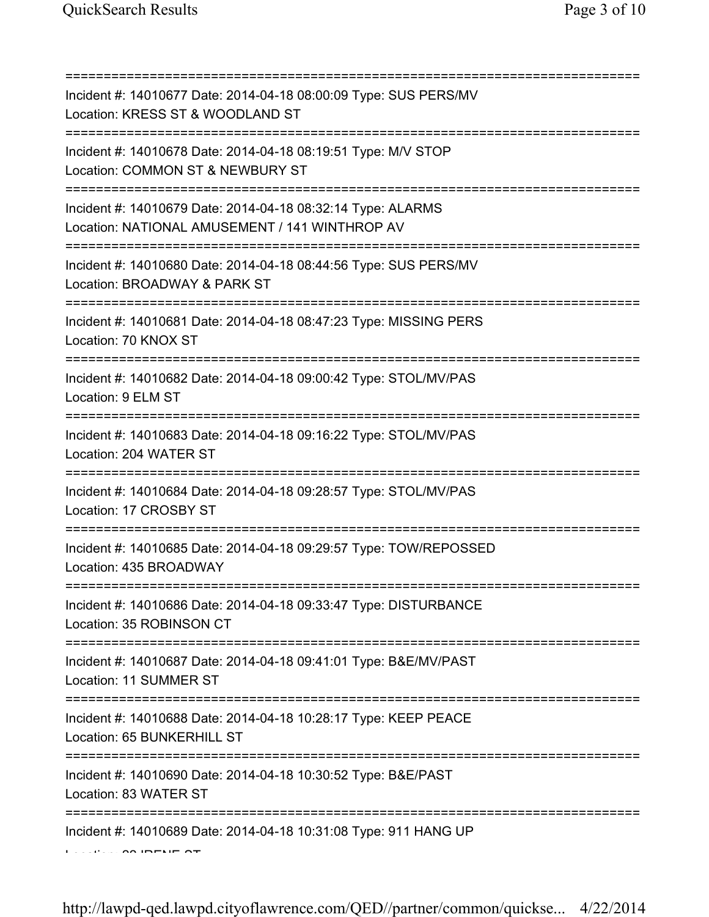===========================================================================
Incident #: 14010677 Date: 2014-04-18 08:00:09 Type: SUS PERS/MV
Location: KRESS ST & WOODLAND ST
===========================================================================
Incident #: 14010678 Date: 2014-04-18 08:19:51 Type: M/V STOP
Location: COMMON ST & NEWBURY ST
===========================================================================
Incident #: 14010679 Date: 2014-04-18 08:32:14 Type: ALARMS
Location: NATIONAL AMUSEMENT / 141 WINTHROP AV
===========================================================================
Incident #: 14010680 Date: 2014-04-18 08:44:56 Type: SUS PERS/MV
Location: BROADWAY & PARK ST
===========================================================================
Incident #: 14010681 Date: 2014-04-18 08:47:23 Type: MISSING PERS
Location: 70 KNOX ST
===========================================================================
Incident #: 14010682 Date: 2014-04-18 09:00:42 Type: STOL/MV/PAS
Location: 9 ELM ST
===========================================================================
Incident #: 14010683 Date: 2014-04-18 09:16:22 Type: STOL/MV/PAS
Location: 204 WATER ST
===========================================================================
Incident #: 14010684 Date: 2014-04-18 09:28:57 Type: STOL/MV/PAS
Location: 17 CROSBY ST
===========================================================================
Incident #: 14010685 Date: 2014-04-18 09:29:57 Type: TOW/REPOSSED
Location: 435 BROADWAY
===========================================================================
Incident #: 14010686 Date: 2014-04-18 09:33:47 Type: DISTURBANCE
Location: 35 ROBINSON CT
===========================================================================
Incident #: 14010687 Date: 2014-04-18 09:41:01 Type: B&E/MV/PAST
Location: 11 SUMMER ST
===========================================================================
Incident #: 14010688 Date: 2014-04-18 10:28:17 Type: KEEP PEACE
Location: 65 BUNKERHILL ST
===========================================================================
Incident #: 14010690 Date: 2014-04-18 10:30:52 Type: B&E/PAST
Location: 83 WATER ST
===========================================================================
Incident #: 14010689 Date: 2014-04-18 10:31:08 Type: 911 HANG UP
Location: 22 IRENE ST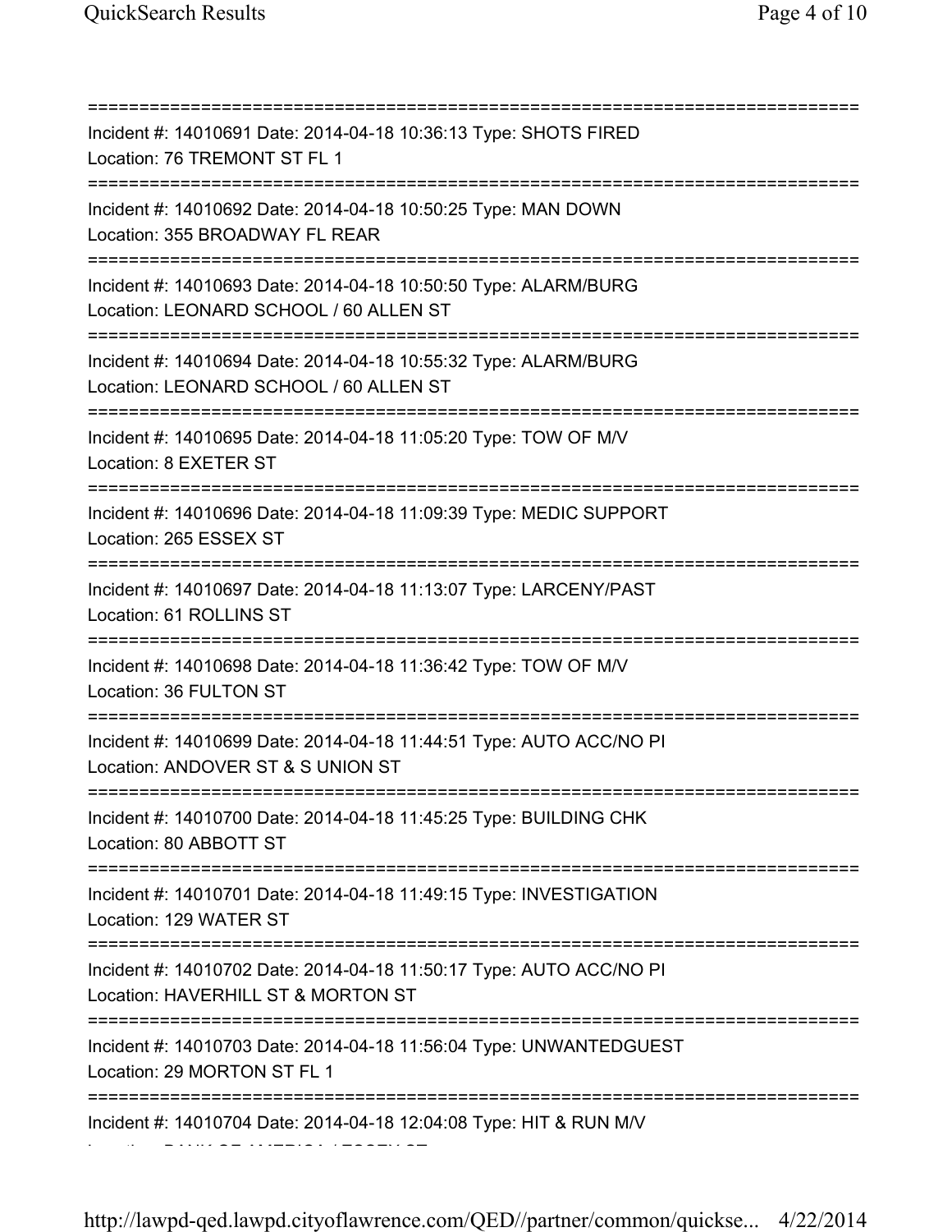===========================================================================
Incident #: 14010691 Date: 2014-04-18 10:36:13 Type: SHOTS FIRED
Location: 76 TREMONT ST FL 1
===========================================================================
Incident #: 14010692 Date: 2014-04-18 10:50:25 Type: MAN DOWN
Location: 355 BROADWAY FL REAR
===========================================================================
Incident #: 14010693 Date: 2014-04-18 10:50:50 Type: ALARM/BURG
Location: LEONARD SCHOOL / 60 ALLEN ST
===========================================================================
Incident #: 14010694 Date: 2014-04-18 10:55:32 Type: ALARM/BURG
Location: LEONARD SCHOOL / 60 ALLEN ST
===========================================================================
Incident #: 14010695 Date: 2014-04-18 11:05:20 Type: TOW OF M/V
Location: 8 EXETER ST
===========================================================================
Incident #: 14010696 Date: 2014-04-18 11:09:39 Type: MEDIC SUPPORT
Location: 265 ESSEX ST
===========================================================================
Incident #: 14010697 Date: 2014-04-18 11:13:07 Type: LARCENY/PAST
Location: 61 ROLLINS ST
===========================================================================
Incident #: 14010698 Date: 2014-04-18 11:36:42 Type: TOW OF M/V
Location: 36 FULTON ST
===========================================================================
Incident #: 14010699 Date: 2014-04-18 11:44:51 Type: AUTO ACC/NO PI
Location: ANDOVER ST & S UNION ST
===========================================================================
Incident #: 14010700 Date: 2014-04-18 11:45:25 Type: BUILDING CHK
Location: 80 ABBOTT ST
===========================================================================
Incident #: 14010701 Date: 2014-04-18 11:49:15 Type: INVESTIGATION
Location: 129 WATER ST
===========================================================================
Incident #: 14010702 Date: 2014-04-18 11:50:17 Type: AUTO ACC/NO PI
Location: HAVERHILL ST & MORTON ST
===========================================================================
Incident #: 14010703 Date: 2014-04-18 11:56:04 Type: UNWANTEDGUEST
Location: 29 MORTON ST FL 1
===========================================================================
Incident #: 14010704 Date: 2014-04-18 12:04:08 Type: HIT & RUN M/V
Location: BANK OF AMERICA / ESSEX ST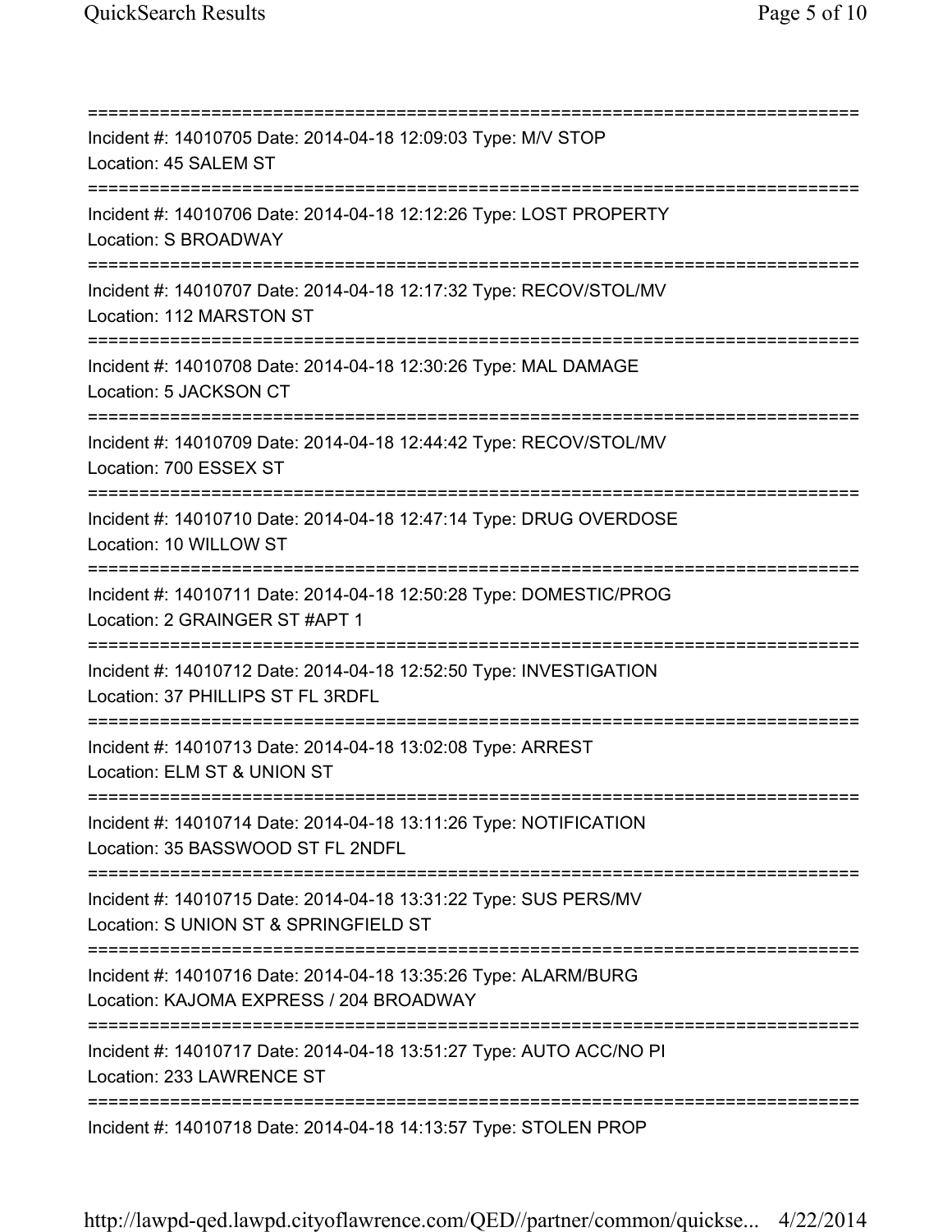===========================================================================

Incident #: 14010705 Date: 2014-04-18 12:09:03 Type: M/V STOP

Location: 45 SALEM ST

===========================================================================

Incident #: 14010706 Date: 2014-04-18 12:12:26 Type: LOST PROPERTY

Location: S BROADWAY

===========================================================================

Incident #: 14010707 Date: 2014-04-18 12:17:32 Type: RECOV/STOL/MV

Location: 112 MARSTON ST

===========================================================================

Incident #: 14010708 Date: 2014-04-18 12:30:26 Type: MAL DAMAGE

Location: 5 JACKSON CT

===========================================================================

Incident #: 14010709 Date: 2014-04-18 12:44:42 Type: RECOV/STOL/MV

Location: 700 ESSEX ST

===========================================================================

Incident #: 14010710 Date: 2014-04-18 12:47:14 Type: DRUG OVERDOSE

Location: 10 WILLOW ST

===========================================================================

Incident #: 14010711 Date: 2014-04-18 12:50:28 Type: DOMESTIC/PROG

Location: 2 GRAINGER ST #APT 1

===========================================================================

Incident #: 14010712 Date: 2014-04-18 12:52:50 Type: INVESTIGATION

Location: 37 PHILLIPS ST FL 3RDFL

===========================================================================

Incident #: 14010713 Date: 2014-04-18 13:02:08 Type: ARREST

Location: ELM ST & UNION ST

===========================================================================

Incident #: 14010714 Date: 2014-04-18 13:11:26 Type: NOTIFICATION

Location: 35 BASSWOOD ST FL 2NDFL

===========================================================================

Incident #: 14010715 Date: 2014-04-18 13:31:22 Type: SUS PERS/MV

Location: S UNION ST & SPRINGFIELD ST

===========================================================================

Incident #: 14010716 Date: 2014-04-18 13:35:26 Type: ALARM/BURG

Location: KAJOMA EXPRESS / 204 BROADWAY

===========================================================================

Incident #: 14010717 Date: 2014-04-18 13:51:27 Type: AUTO ACC/NO PI

Location: 233 LAWRENCE ST

===========================================================================

Incident #: 14010718 Date: 2014-04-18 14:13:57 Type: STOLEN PROP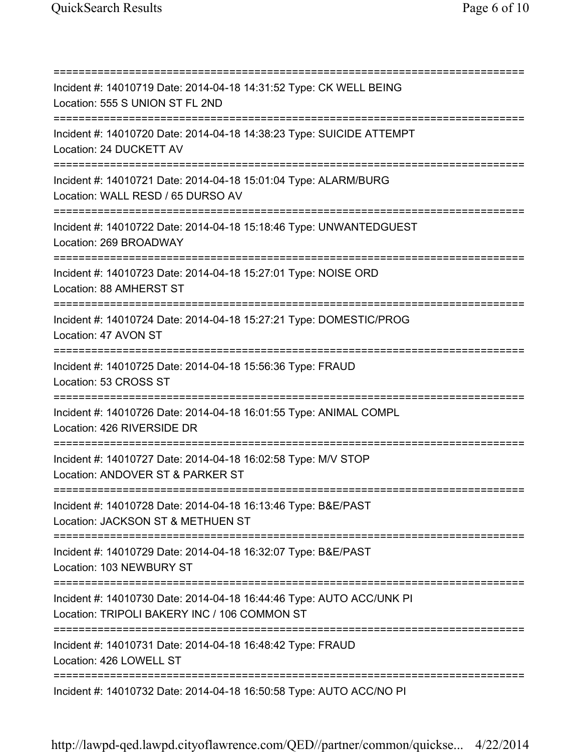===========================================================================
Incident #: 14010719 Date: 2014-04-18 14:31:52 Type: CK WELL BEING
Location: 555 S UNION ST FL 2ND
===========================================================================
Incident #: 14010720 Date: 2014-04-18 14:38:23 Type: SUICIDE ATTEMPT
Location: 24 DUCKETT AV
===========================================================================
Incident #: 14010721 Date: 2014-04-18 15:01:04 Type: ALARM/BURG
Location: WALL RESD / 65 DURSO AV
===========================================================================
Incident #: 14010722 Date: 2014-04-18 15:18:46 Type: UNWANTEDGUEST
Location: 269 BROADWAY
===========================================================================
Incident #: 14010723 Date: 2014-04-18 15:27:01 Type: NOISE ORD
Location: 88 AMHERST ST
===========================================================================
Incident #: 14010724 Date: 2014-04-18 15:27:21 Type: DOMESTIC/PROG
Location: 47 AVON ST
===========================================================================
Incident #: 14010725 Date: 2014-04-18 15:56:36 Type: FRAUD
Location: 53 CROSS ST
===========================================================================
Incident #: 14010726 Date: 2014-04-18 16:01:55 Type: ANIMAL COMPL
Location: 426 RIVERSIDE DR
===========================================================================
Incident #: 14010727 Date: 2014-04-18 16:02:58 Type: M/V STOP
Location: ANDOVER ST & PARKER ST
===========================================================================
Incident #: 14010728 Date: 2014-04-18 16:13:46 Type: B&E/PAST
Location: JACKSON ST & METHUEN ST
===========================================================================
Incident #: 14010729 Date: 2014-04-18 16:32:07 Type: B&E/PAST
Location: 103 NEWBURY ST
===========================================================================
Incident #: 14010730 Date: 2014-04-18 16:44:46 Type: AUTO ACC/UNK PI
Location: TRIPOLI BAKERY INC / 106 COMMON ST
===========================================================================
Incident #: 14010731 Date: 2014-04-18 16:48:42 Type: FRAUD
Location: 426 LOWELL ST
===========================================================================
Incident #: 14010732 Date: 2014-04-18 16:50:58 Type: AUTO ACC/NO PI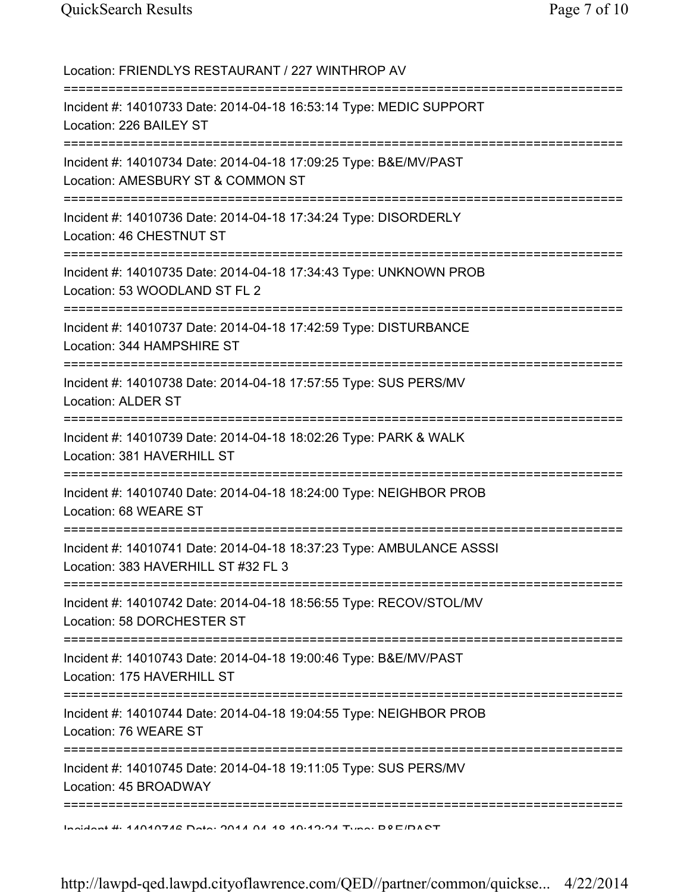Location: FRIENDLYS RESTAURANT / 227 WINTHROP AV

===========================================================================

Incident #: 14010733 Date: 2014-04-18 16:53:14 Type: MEDIC SUPPORT
Location: 226 BAILEY ST

===========================================================================

Incident #: 14010734 Date: 2014-04-18 17:09:25 Type: B&E/MV/PAST
Location: AMESBURY ST & COMMON ST

===========================================================================

Incident #: 14010736 Date: 2014-04-18 17:34:24 Type: DISORDERLY
Location: 46 CHESTNUT ST

===========================================================================

Incident #: 14010735 Date: 2014-04-18 17:34:43 Type: UNKNOWN PROB
Location: 53 WOODLAND ST FL 2

===========================================================================

Incident #: 14010737 Date: 2014-04-18 17:42:59 Type: DISTURBANCE
Location: 344 HAMPSHIRE ST

===========================================================================

Incident #: 14010738 Date: 2014-04-18 17:57:55 Type: SUS PERS/MV
Location: ALDER ST

===========================================================================

Incident #: 14010739 Date: 2014-04-18 18:02:26 Type: PARK & WALK
Location: 381 HAVERHILL ST

===========================================================================

Incident #: 14010740 Date: 2014-04-18 18:24:00 Type: NEIGHBOR PROB
Location: 68 WEARE ST

===========================================================================

Incident #: 14010741 Date: 2014-04-18 18:37:23 Type: AMBULANCE ASSSI
Location: 383 HAVERHILL ST #32 FL 3

===========================================================================

Incident #: 14010742 Date: 2014-04-18 18:56:55 Type: RECOV/STOL/MV
Location: 58 DORCHESTER ST

===========================================================================

Incident #: 14010743 Date: 2014-04-18 19:00:46 Type: B&E/MV/PAST
Location: 175 HAVERHILL ST

===========================================================================

Incident #: 14010744 Date: 2014-04-18 19:04:55 Type: NEIGHBOR PROB
Location: 76 WEARE ST

===========================================================================

Incident #: 14010745 Date: 2014-04-18 19:11:05 Type: SUS PERS/MV
Location: 45 BROADWAY

===========================================================================

Incident #: 14010746 Date: 2014-04-18 19:12:24 Type: B&E/PAST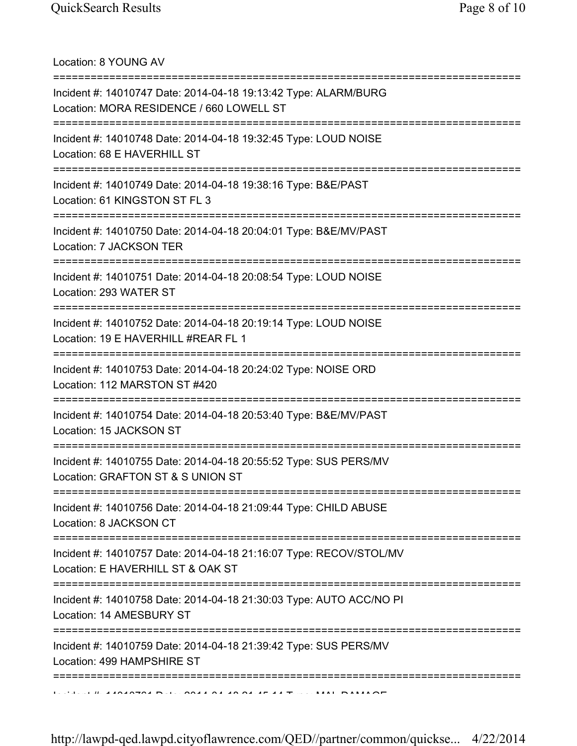Location: 8 YOUNG AV

===========================================================================

Incident #: 14010747 Date: 2014-04-18 19:13:42 Type: ALARM/BURG
Location: MORA RESIDENCE / 660 LOWELL ST

===========================================================================

Incident #: 14010748 Date: 2014-04-18 19:32:45 Type: LOUD NOISE
Location: 68 E HAVERHILL ST

===========================================================================

Incident #: 14010749 Date: 2014-04-18 19:38:16 Type: B&E/PAST
Location: 61 KINGSTON ST FL 3

===========================================================================

Incident #: 14010750 Date: 2014-04-18 20:04:01 Type: B&E/MV/PAST
Location: 7 JACKSON TER

===========================================================================

Incident #: 14010751 Date: 2014-04-18 20:08:54 Type: LOUD NOISE
Location: 293 WATER ST

===========================================================================

Incident #: 14010752 Date: 2014-04-18 20:19:14 Type: LOUD NOISE
Location: 19 E HAVERHILL #REAR FL 1

===========================================================================

Incident #: 14010753 Date: 2014-04-18 20:24:02 Type: NOISE ORD
Location: 112 MARSTON ST #420

===========================================================================

Incident #: 14010754 Date: 2014-04-18 20:53:40 Type: B&E/MV/PAST
Location: 15 JACKSON ST

===========================================================================

Incident #: 14010755 Date: 2014-04-18 20:55:52 Type: SUS PERS/MV
Location: GRAFTON ST & S UNION ST

===========================================================================

Incident #: 14010756 Date: 2014-04-18 21:09:44 Type: CHILD ABUSE
Location: 8 JACKSON CT

===========================================================================

Incident #: 14010757 Date: 2014-04-18 21:16:07 Type: RECOV/STOL/MV
Location: E HAVERHILL ST & OAK ST

===========================================================================

Incident #: 14010758 Date: 2014-04-18 21:30:03 Type: AUTO ACC/NO PI
Location: 14 AMESBURY ST

===========================================================================

Incident #: 14010759 Date: 2014-04-18 21:39:42 Type: SUS PERS/MV
Location: 499 HAMPSHIRE ST

===========================================================================

Incident #: 14010761 Date: 2014-04-18 21:45:14 Type: MAL DAMAGE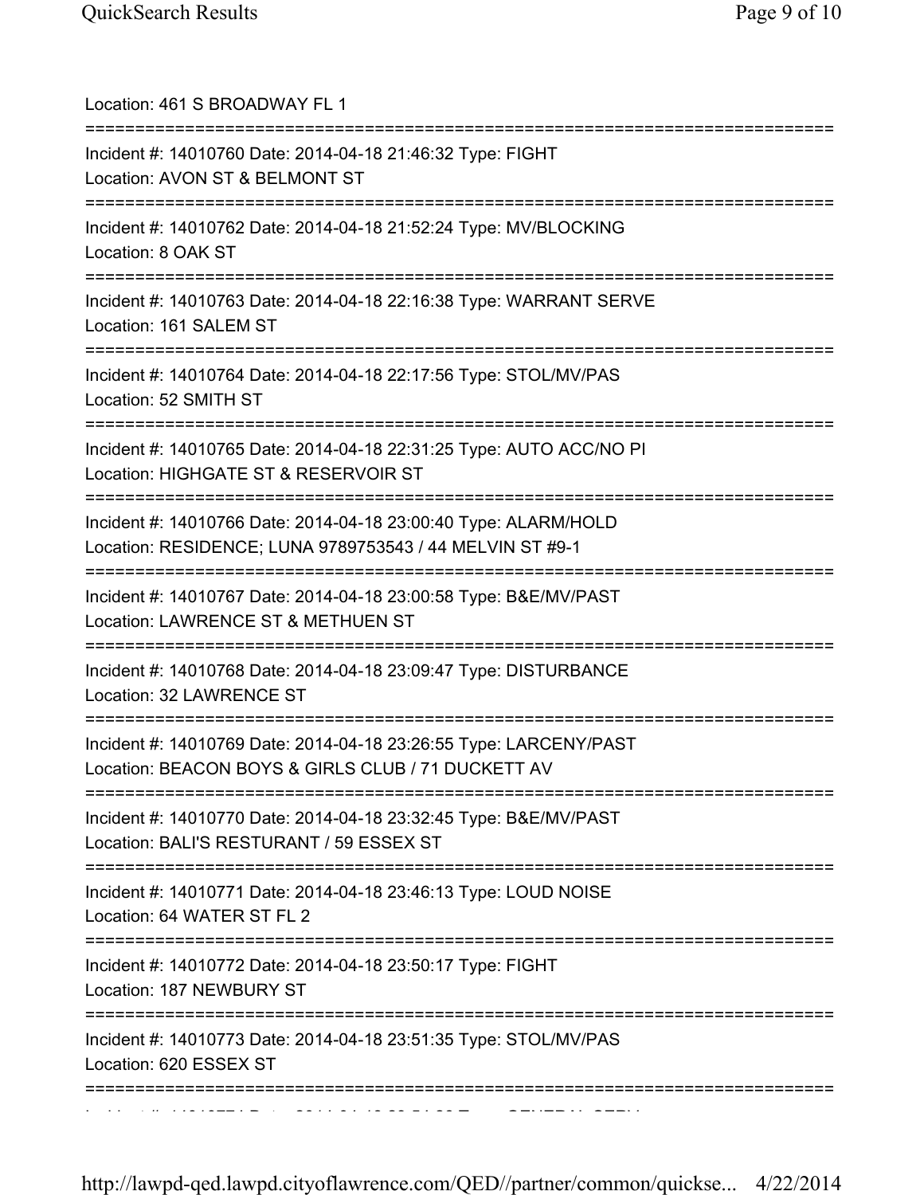Location: 461 S BROADWAY FL 1

===========================================================================

Incident #: 14010760 Date: 2014-04-18 21:46:32 Type: FIGHT
Location: AVON ST & BELMONT ST

===========================================================================

Incident #: 14010762 Date: 2014-04-18 21:52:24 Type: MV/BLOCKING
Location: 8 OAK ST

===========================================================================

Incident #: 14010763 Date: 2014-04-18 22:16:38 Type: WARRANT SERVE
Location: 161 SALEM ST

===========================================================================

Incident #: 14010764 Date: 2014-04-18 22:17:56 Type: STOL/MV/PAS
Location: 52 SMITH ST

===========================================================================

Incident #: 14010765 Date: 2014-04-18 22:31:25 Type: AUTO ACC/NO PI
Location: HIGHGATE ST & RESERVOIR ST

===========================================================================

Incident #: 14010766 Date: 2014-04-18 23:00:40 Type: ALARM/HOLD
Location: RESIDENCE; LUNA 9789753543 / 44 MELVIN ST #9-1

===========================================================================

Incident #: 14010767 Date: 2014-04-18 23:00:58 Type: B&E/MV/PAST
Location: LAWRENCE ST & METHUEN ST

===========================================================================

Incident #: 14010768 Date: 2014-04-18 23:09:47 Type: DISTURBANCE
Location: 32 LAWRENCE ST

===========================================================================

Incident #: 14010769 Date: 2014-04-18 23:26:55 Type: LARCENY/PAST
Location: BEACON BOYS & GIRLS CLUB / 71 DUCKETT AV

===========================================================================

Incident #: 14010770 Date: 2014-04-18 23:32:45 Type: B&E/MV/PAST
Location: BALI'S RESTURANT / 59 ESSEX ST

===========================================================================

Incident #: 14010771 Date: 2014-04-18 23:46:13 Type: LOUD NOISE
Location: 64 WATER ST FL 2

===========================================================================

Incident #: 14010772 Date: 2014-04-18 23:50:17 Type: FIGHT
Location: 187 NEWBURY ST

===========================================================================

Incident #: 14010773 Date: 2014-04-18 23:51:35 Type: STOL/MV/PAS
Location: 620 ESSEX ST

===========================================================================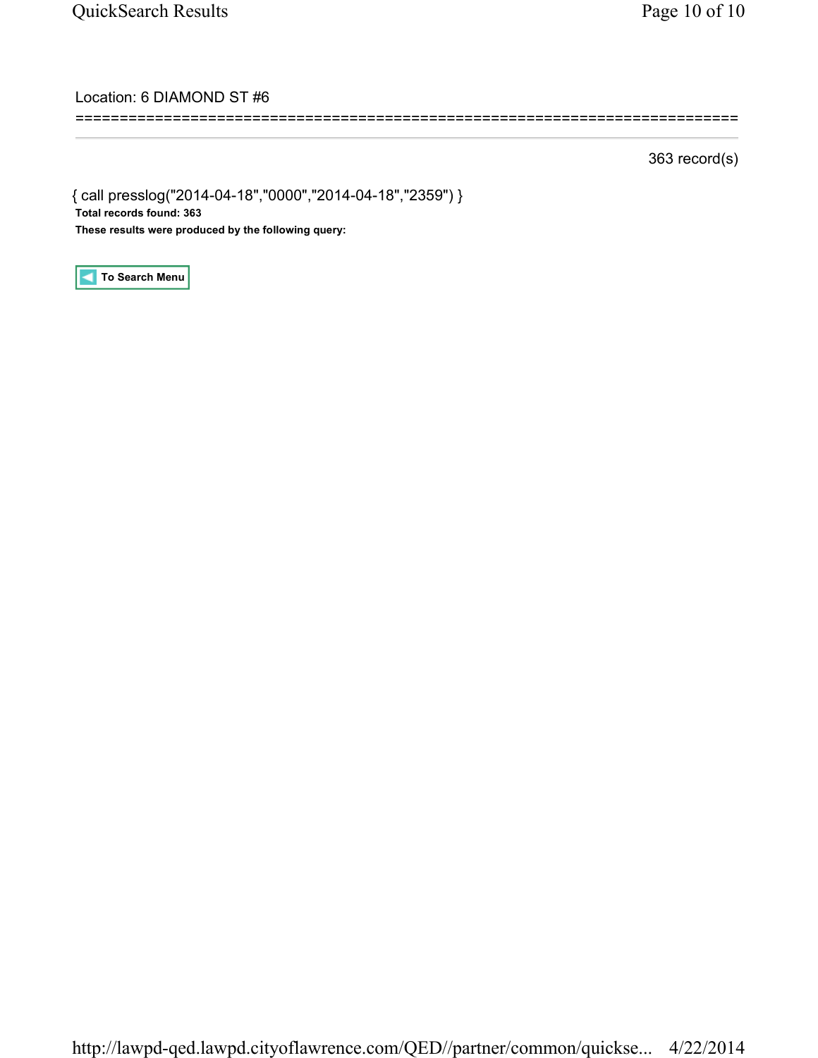Location: 6 DIAMOND ST #6

===========================================================================

363 record(s)

{ call presslog("2014-04-18","0000","2014-04-18","2359") }

**Total records found: 363**

**These results were produced by the following query:**

**To Search Menu**